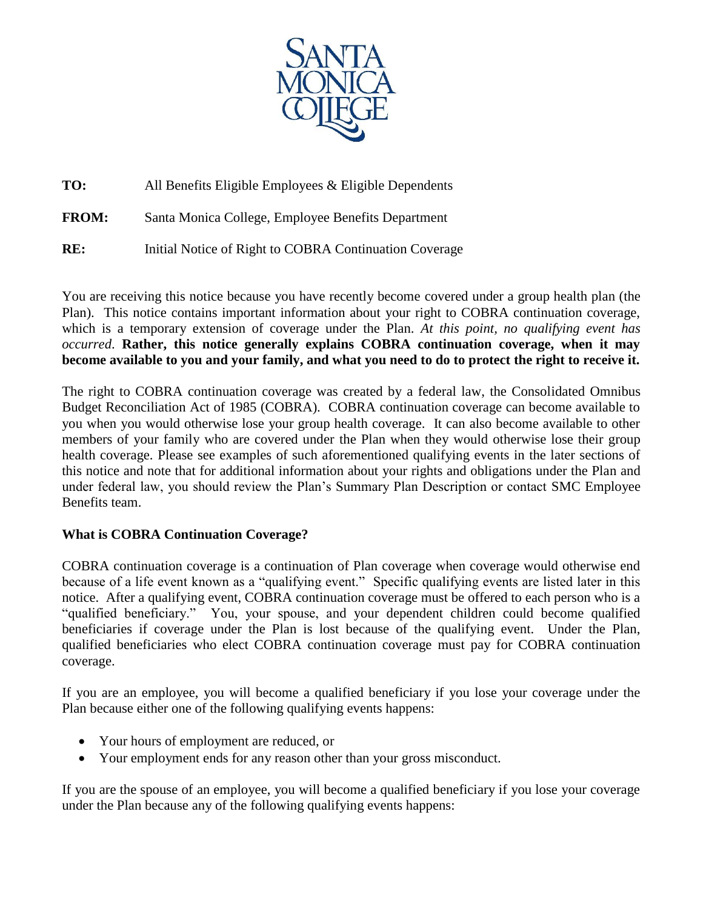**TO:** All Benefits Eligible Employees & Eligible Dependents

**FROM:** Santa Monica College, Employee Benefits Department

**RE:** Initial Notice of Right to COBRA Continuation Coverage

You are receiving this notice because you have recently become covered under a group health plan (the Plan). This notice contains important information about your right to COBRA continuation coverage, which is a temporary extension of coverage under the Plan. *At this point, no qualifying event has occurred*. **Rather, this notice generally explains COBRA continuation coverage, when it may become available to you and your family, and what you need to do to protect the right to receive it.**

The right to COBRA continuation coverage was created by a federal law, the Consolidated Omnibus Budget Reconciliation Act of 1985 (COBRA). COBRA continuation coverage can become available to you when you would otherwise lose your group health coverage. It can also become available to other members of your family who are covered under the Plan when they would otherwise lose their group health coverage. Please see examples of such aforementioned qualifying events in the later sections of this notice and note that for additional information about your rights and obligations under the Plan and under federal law, you should review the Plan's Summary Plan Description or contact SMC Employee Benefits team.

**What is COBRA Continuation Coverage?**

COBRA continuation coverage is a continuation of Plan coverage when coverage would otherwise end because of a life event known as a "qualifying event." Specific qualifying events are listed later in this notice. After a qualifying event, COBRA continuation coverage must be offered to each person who is a "qualified beneficiary." You, your spouse, and your dependent children could become qualified beneficiaries if coverage under the Plan is lost because of the qualifying event. Under the Plan, qualified beneficiaries who elect COBRA continuation coverage must pay for COBRA continuation coverage.

If you are an employee, you will become a qualified beneficiary if you lose your coverage under the Plan because either one of the following qualifying events happens:

- Your hours of employment are reduced, or
- Your employment ends for any reason other than your gross misconduct.

If you are the spouse of an employee, you will become a qualified beneficiary if you lose your coverage under the Plan because any of the following qualifying events happens: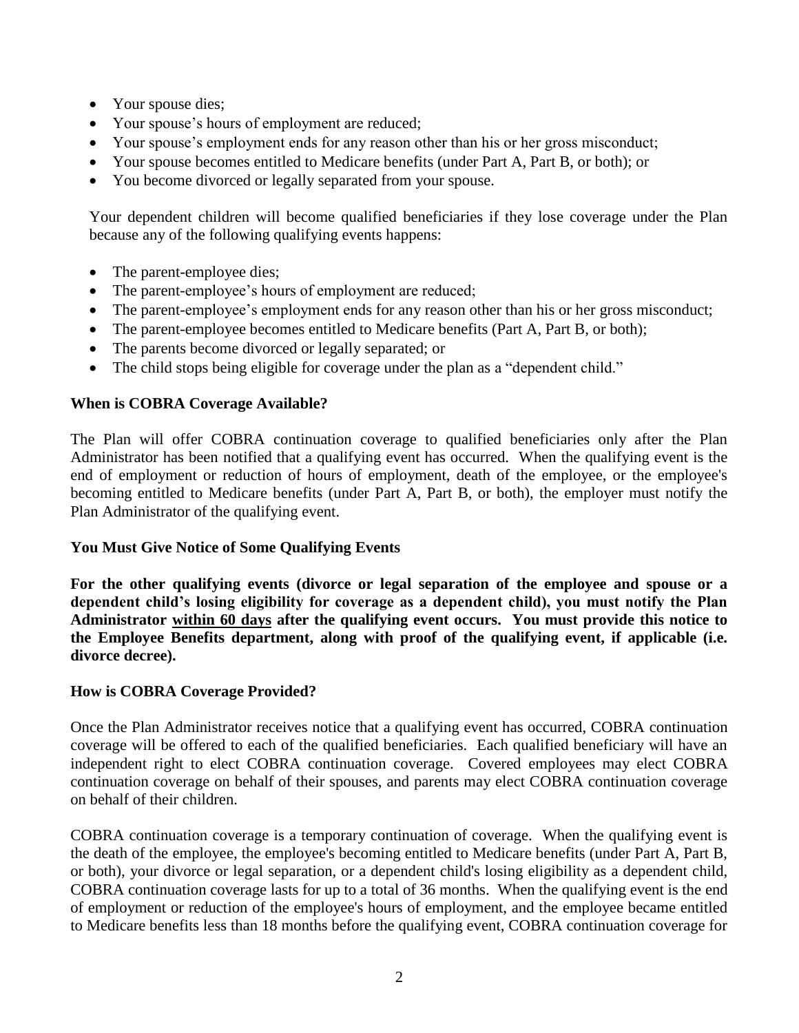- Your spouse dies;
- Your spouse's hours of employment are reduced;
- Your spouse's employment ends for any reason other than his or her gross misconduct;
- Your spouse becomes entitled to Medicare benefits (under Part A, Part B, or both); or
- You become divorced or legally separated from your spouse.

Your dependent children will become qualified beneficiaries if they lose coverage under the Plan because any of the following qualifying events happens:

- The parent-employee dies;
- The parent-employee's hours of employment are reduced;
- The parent-employee's employment ends for any reason other than his or her gross misconduct;
- The parent-employee becomes entitled to Medicare benefits (Part A, Part B, or both);
- The parents become divorced or legally separated; or
- The child stops being eligible for coverage under the plan as a "dependent child."

**When is COBRA Coverage Available?**

The Plan will offer COBRA continuation coverage to qualified beneficiaries only after the Plan Administrator has been notified that a qualifying event has occurred. When the qualifying event is the end of employment or reduction of hours of employment, death of the employee, or the employee's becoming entitled to Medicare benefits (under Part A, Part B, or both), the employer must notify the Plan Administrator of the qualifying event.

**You Must Give Notice of Some Qualifying Events**

**For the other qualifying events (divorce or legal separation of the employee and spouse or a dependent child's losing eligibility for coverage as a dependent child), you must notify the Plan Administrator <u>within 60 days</u> after the qualifying event occurs. You must provide this notice to the Employee Benefits department, along with proof of the qualifying event, if applicable (i.e. divorce decree).**

**How is COBRA Coverage Provided?**

Once the Plan Administrator receives notice that a qualifying event has occurred, COBRA continuation coverage will be offered to each of the qualified beneficiaries. Each qualified beneficiary will have an independent right to elect COBRA continuation coverage. Covered employees may elect COBRA continuation coverage on behalf of their spouses, and parents may elect COBRA continuation coverage on behalf of their children.

COBRA continuation coverage is a temporary continuation of coverage. When the qualifying event is the death of the employee, the employee's becoming entitled to Medicare benefits (under Part A, Part B, or both), your divorce or legal separation, or a dependent child's losing eligibility as a dependent child, COBRA continuation coverage lasts for up to a total of 36 months. When the qualifying event is the end of employment or reduction of the employee's hours of employment, and the employee became entitled to Medicare benefits less than 18 months before the qualifying event, COBRA continuation coverage for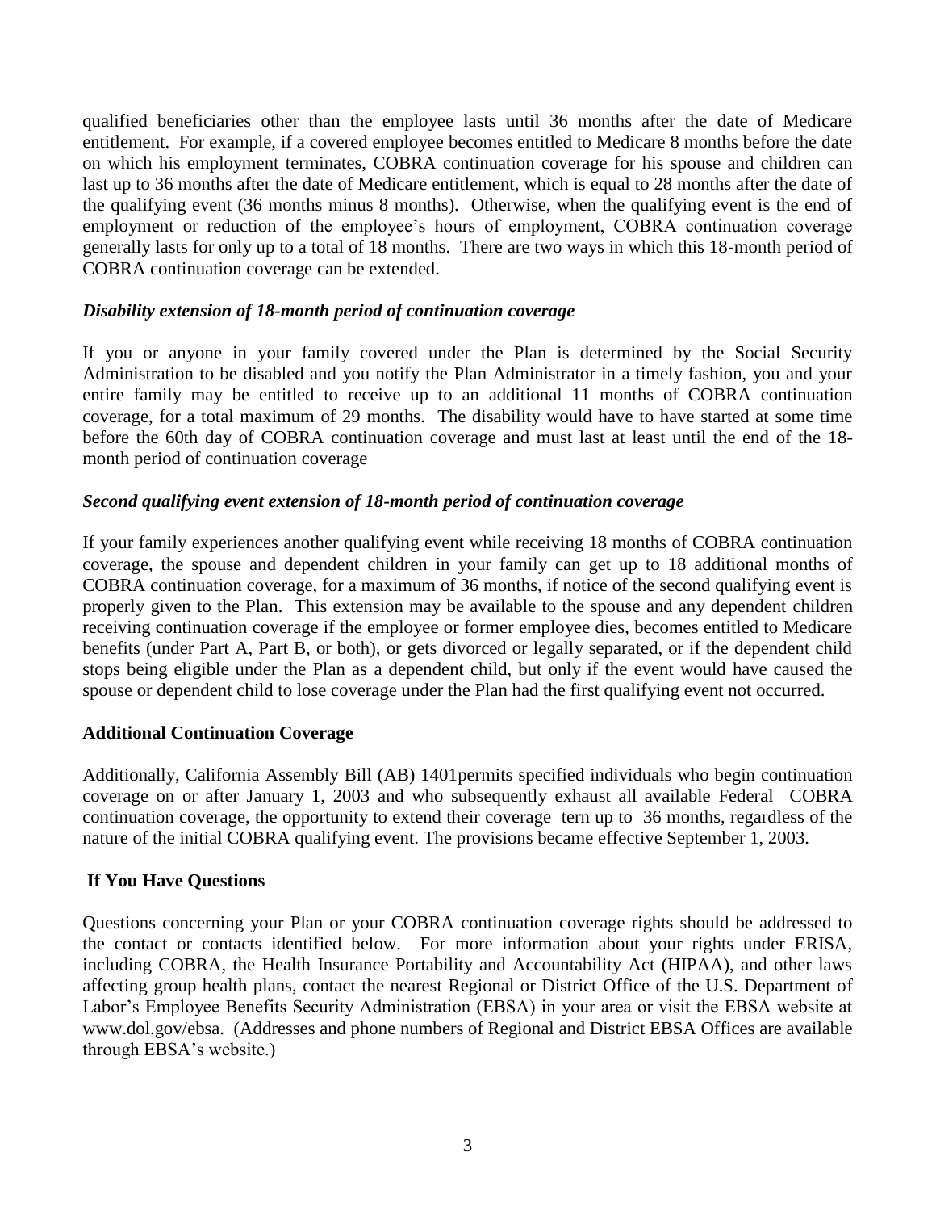qualified beneficiaries other than the employee lasts until 36 months after the date of Medicare entitlement. For example, if a covered employee becomes entitled to Medicare 8 months before the date on which his employment terminates, COBRA continuation coverage for his spouse and children can last up to 36 months after the date of Medicare entitlement, which is equal to 28 months after the date of the qualifying event (36 months minus 8 months). Otherwise, when the qualifying event is the end of employment or reduction of the employee's hours of employment, COBRA continuation coverage generally lasts for only up to a total of 18 months. There are two ways in which this 18-month period of COBRA continuation coverage can be extended.

### *Disability extension of 18-month period of continuation coverage*

If you or anyone in your family covered under the Plan is determined by the Social Security Administration to be disabled and you notify the Plan Administrator in a timely fashion, you and your entire family may be entitled to receive up to an additional 11 months of COBRA continuation coverage, for a total maximum of 29 months. The disability would have to have started at some time before the 60th day of COBRA continuation coverage and must last at least until the end of the 18-month period of continuation coverage

### *Second qualifying event extension of 18-month period of continuation coverage*

If your family experiences another qualifying event while receiving 18 months of COBRA continuation coverage, the spouse and dependent children in your family can get up to 18 additional months of COBRA continuation coverage, for a maximum of 36 months, if notice of the second qualifying event is properly given to the Plan. This extension may be available to the spouse and any dependent children receiving continuation coverage if the employee or former employee dies, becomes entitled to Medicare benefits (under Part A, Part B, or both), or gets divorced or legally separated, or if the dependent child stops being eligible under the Plan as a dependent child, but only if the event would have caused the spouse or dependent child to lose coverage under the Plan had the first qualifying event not occurred.

## **Additional Continuation Coverage**

Additionally, California Assembly Bill (AB) 1401permits specified individuals who begin continuation coverage on or after January 1, 2003 and who subsequently exhaust all available Federal COBRA continuation coverage, the opportunity to extend their coverage tern up to 36 months, regardless of the nature of the initial COBRA qualifying event. The provisions became effective September 1, 2003.

## **If You Have Questions**

Questions concerning your Plan or your COBRA continuation coverage rights should be addressed to the contact or contacts identified below. For more information about your rights under ERISA, including COBRA, the Health Insurance Portability and Accountability Act (HIPAA), and other laws affecting group health plans, contact the nearest Regional or District Office of the U.S. Department of Labor's Employee Benefits Security Administration (EBSA) in your area or visit the EBSA website at www.dol.gov/ebsa. (Addresses and phone numbers of Regional and District EBSA Offices are available through EBSA's website.)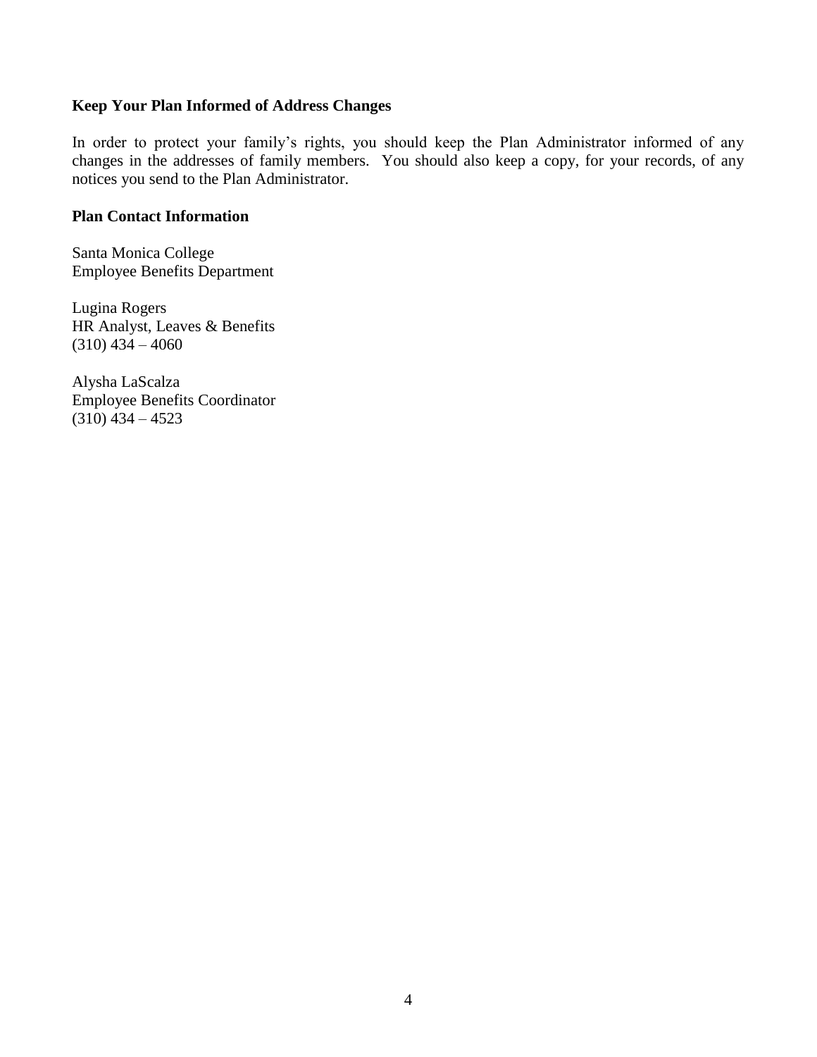**Keep Your Plan Informed of Address Changes**

In order to protect your family's rights, you should keep the Plan Administrator informed of any changes in the addresses of family members. You should also keep a copy, for your records, of any notices you send to the Plan Administrator.

**Plan Contact Information**

Santa Monica College
Employee Benefits Department

Lugina Rogers
HR Analyst, Leaves & Benefits
(310) 434 – 4060

Alysha LaScalza
Employee Benefits Coordinator
(310) 434 – 4523